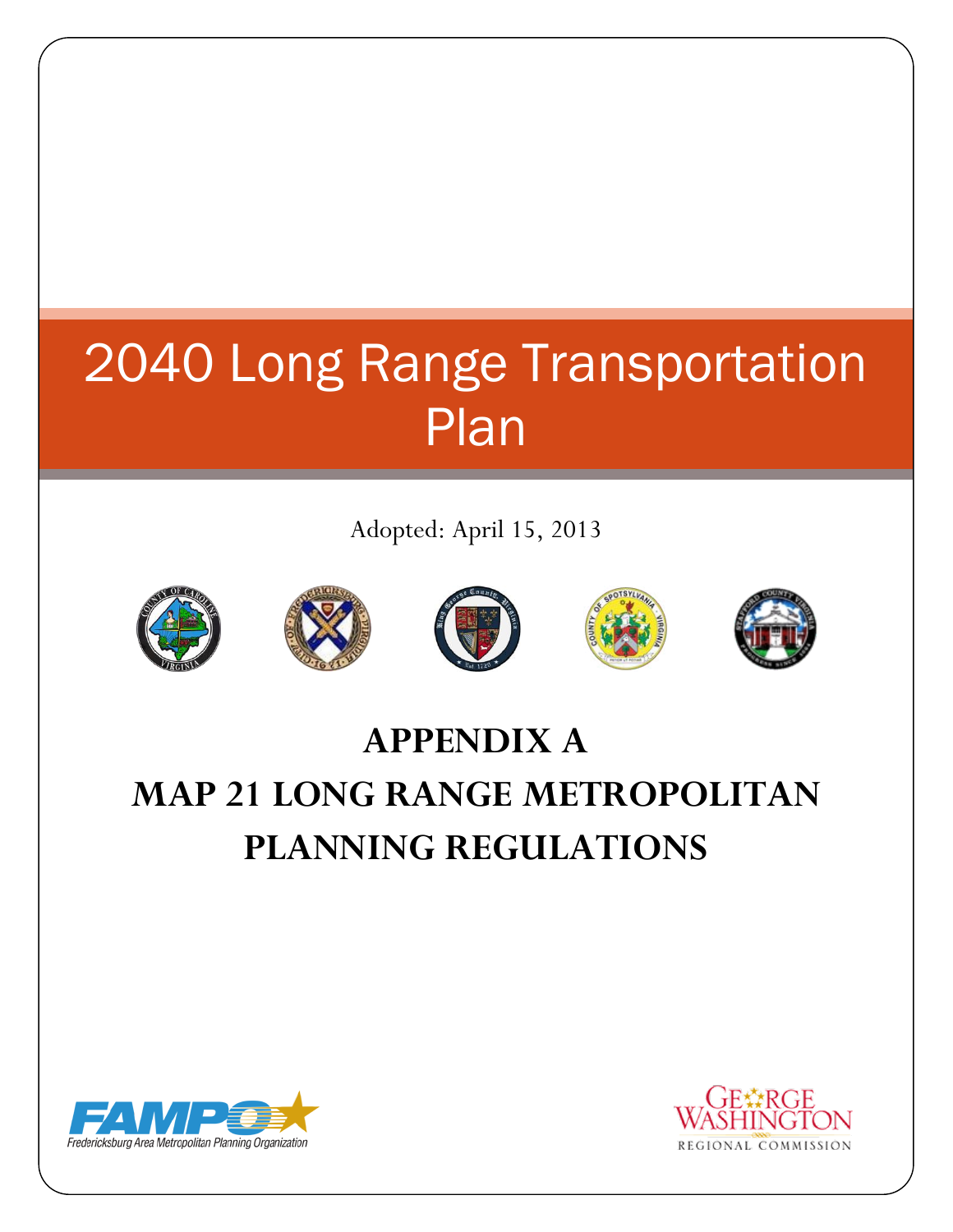# 2040 Long Range Transportation Plan

Adopted: April 15, 2013

## APPENDIX A

## MAP 21 LONG RANGE METROPOLITAN PLANNING REGULATIONS

FAMPO
Fredericksburg Area Metropolitan Planning Organization

GEORGE WASHINGTON
REGIONAL COMMISSION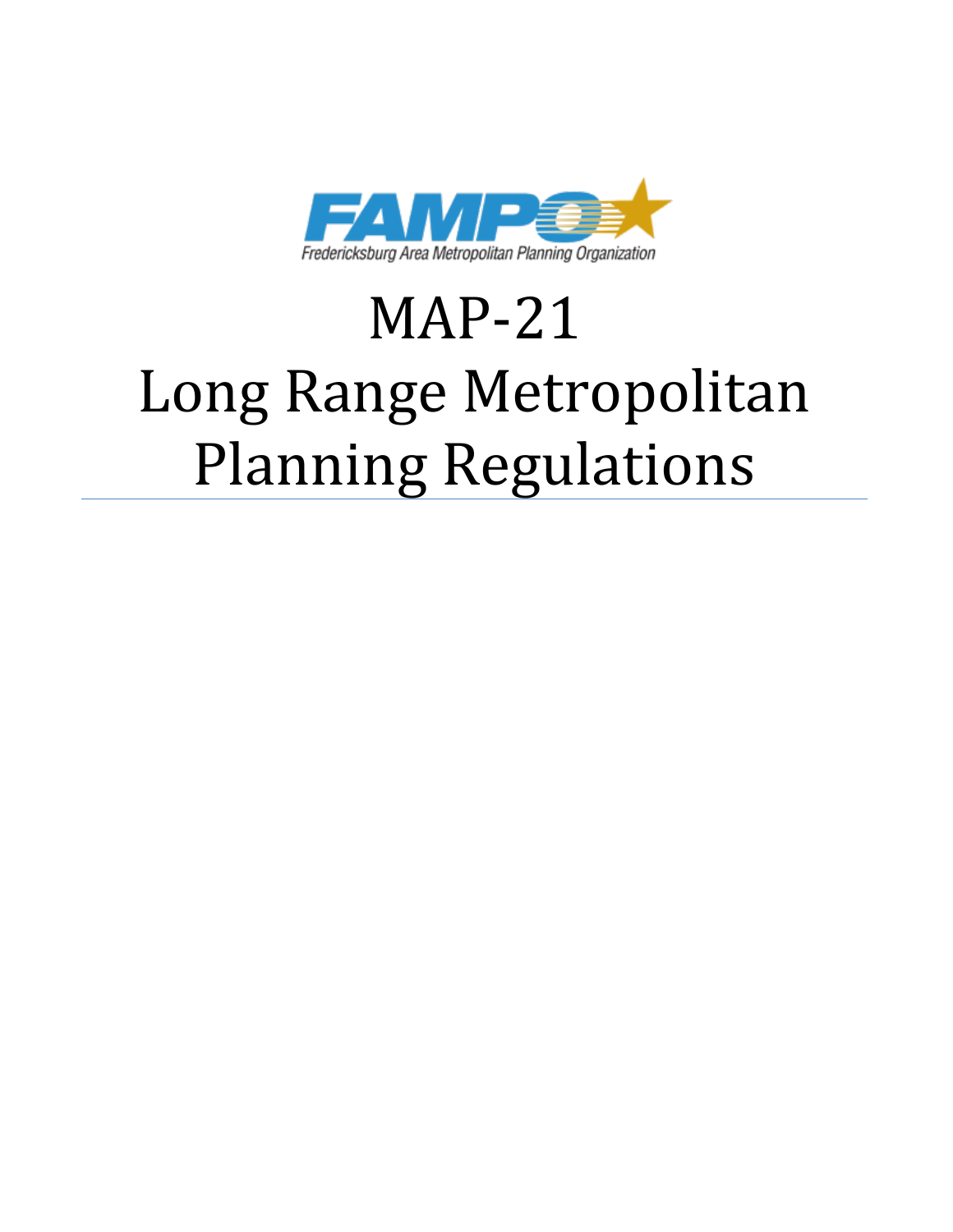FAMPO

Fredericksburg Area Metropolitan Planning Organization

# MAP-21 Long Range Metropolitan Planning Regulations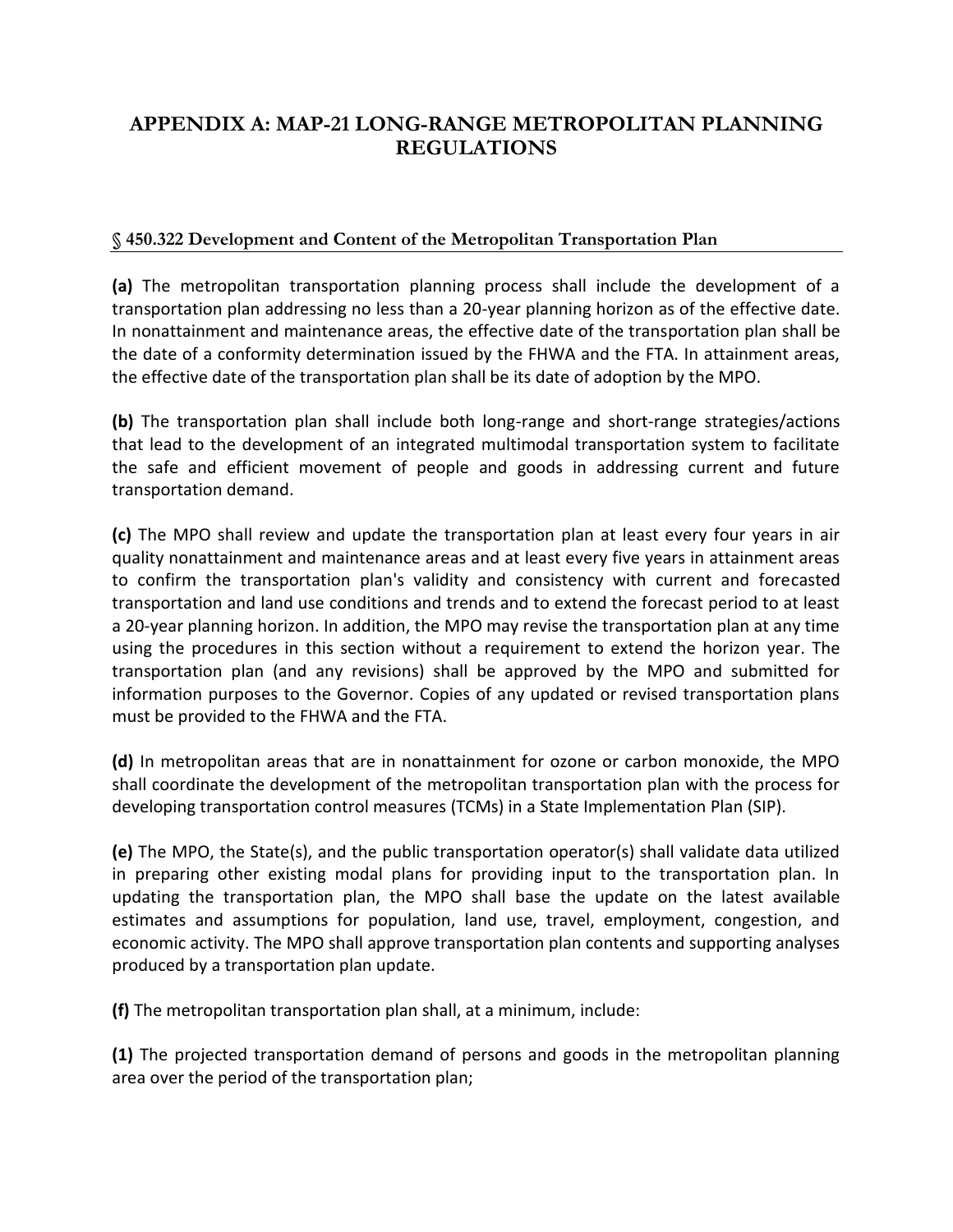# APPENDIX A: MAP-21 LONG-RANGE METROPOLITAN PLANNING REGULATIONS

## § 450.322 Development and Content of the Metropolitan Transportation Plan

**(a)** The metropolitan transportation planning process shall include the development of a transportation plan addressing no less than a 20-year planning horizon as of the effective date. In nonattainment and maintenance areas, the effective date of the transportation plan shall be the date of a conformity determination issued by the FHWA and the FTA. In attainment areas, the effective date of the transportation plan shall be its date of adoption by the MPO.

**(b)** The transportation plan shall include both long-range and short-range strategies/actions that lead to the development of an integrated multimodal transportation system to facilitate the safe and efficient movement of people and goods in addressing current and future transportation demand.

**(c)** The MPO shall review and update the transportation plan at least every four years in air quality nonattainment and maintenance areas and at least every five years in attainment areas to confirm the transportation plan's validity and consistency with current and forecasted transportation and land use conditions and trends and to extend the forecast period to at least a 20-year planning horizon. In addition, the MPO may revise the transportation plan at any time using the procedures in this section without a requirement to extend the horizon year. The transportation plan (and any revisions) shall be approved by the MPO and submitted for information purposes to the Governor. Copies of any updated or revised transportation plans must be provided to the FHWA and the FTA.

**(d)** In metropolitan areas that are in nonattainment for ozone or carbon monoxide, the MPO shall coordinate the development of the metropolitan transportation plan with the process for developing transportation control measures (TCMs) in a State Implementation Plan (SIP).

**(e)** The MPO, the State(s), and the public transportation operator(s) shall validate data utilized in preparing other existing modal plans for providing input to the transportation plan. In updating the transportation plan, the MPO shall base the update on the latest available estimates and assumptions for population, land use, travel, employment, congestion, and economic activity. The MPO shall approve transportation plan contents and supporting analyses produced by a transportation plan update.

**(f)** The metropolitan transportation plan shall, at a minimum, include:

**(1)** The projected transportation demand of persons and goods in the metropolitan planning area over the period of the transportation plan;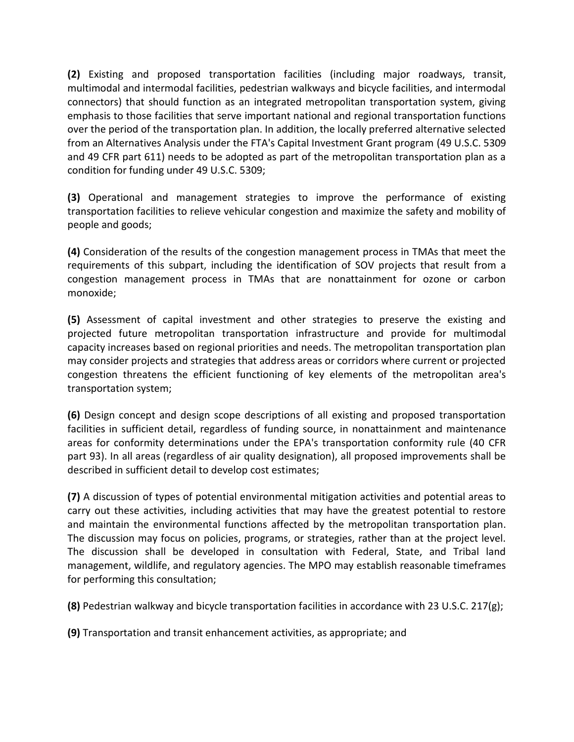**(2)** Existing and proposed transportation facilities (including major roadways, transit, multimodal and intermodal facilities, pedestrian walkways and bicycle facilities, and intermodal connectors) that should function as an integrated metropolitan transportation system, giving emphasis to those facilities that serve important national and regional transportation functions over the period of the transportation plan. In addition, the locally preferred alternative selected from an Alternatives Analysis under the FTA's Capital Investment Grant program (49 U.S.C. 5309 and 49 CFR part 611) needs to be adopted as part of the metropolitan transportation plan as a condition for funding under 49 U.S.C. 5309;

**(3)** Operational and management strategies to improve the performance of existing transportation facilities to relieve vehicular congestion and maximize the safety and mobility of people and goods;

**(4)** Consideration of the results of the congestion management process in TMAs that meet the requirements of this subpart, including the identification of SOV projects that result from a congestion management process in TMAs that are nonattainment for ozone or carbon monoxide;

**(5)** Assessment of capital investment and other strategies to preserve the existing and projected future metropolitan transportation infrastructure and provide for multimodal capacity increases based on regional priorities and needs. The metropolitan transportation plan may consider projects and strategies that address areas or corridors where current or projected congestion threatens the efficient functioning of key elements of the metropolitan area's transportation system;

**(6)** Design concept and design scope descriptions of all existing and proposed transportation facilities in sufficient detail, regardless of funding source, in nonattainment and maintenance areas for conformity determinations under the EPA's transportation conformity rule (40 CFR part 93). In all areas (regardless of air quality designation), all proposed improvements shall be described in sufficient detail to develop cost estimates;

**(7)** A discussion of types of potential environmental mitigation activities and potential areas to carry out these activities, including activities that may have the greatest potential to restore and maintain the environmental functions affected by the metropolitan transportation plan. The discussion may focus on policies, programs, or strategies, rather than at the project level. The discussion shall be developed in consultation with Federal, State, and Tribal land management, wildlife, and regulatory agencies. The MPO may establish reasonable timeframes for performing this consultation;

**(8)** Pedestrian walkway and bicycle transportation facilities in accordance with 23 U.S.C. 217(g);

**(9)** Transportation and transit enhancement activities, as appropriate; and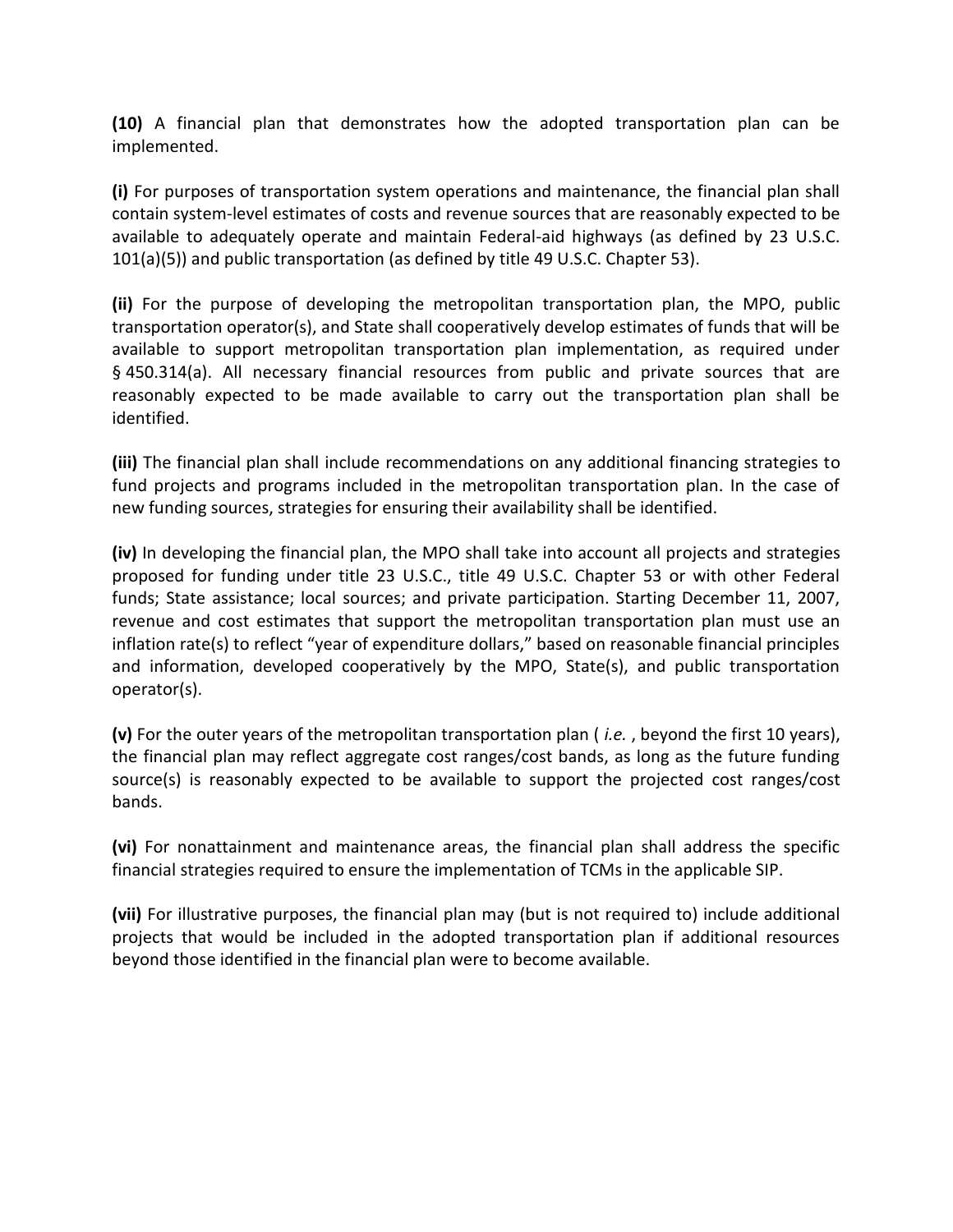**(10)** A financial plan that demonstrates how the adopted transportation plan can be implemented.

**(i)** For purposes of transportation system operations and maintenance, the financial plan shall contain system-level estimates of costs and revenue sources that are reasonably expected to be available to adequately operate and maintain Federal-aid highways (as defined by 23 U.S.C. 101(a)(5)) and public transportation (as defined by title 49 U.S.C. Chapter 53).

**(ii)** For the purpose of developing the metropolitan transportation plan, the MPO, public transportation operator(s), and State shall cooperatively develop estimates of funds that will be available to support metropolitan transportation plan implementation, as required under § 450.314(a). All necessary financial resources from public and private sources that are reasonably expected to be made available to carry out the transportation plan shall be identified.

**(iii)** The financial plan shall include recommendations on any additional financing strategies to fund projects and programs included in the metropolitan transportation plan. In the case of new funding sources, strategies for ensuring their availability shall be identified.

**(iv)** In developing the financial plan, the MPO shall take into account all projects and strategies proposed for funding under title 23 U.S.C., title 49 U.S.C. Chapter 53 or with other Federal funds; State assistance; local sources; and private participation. Starting December 11, 2007, revenue and cost estimates that support the metropolitan transportation plan must use an inflation rate(s) to reflect "year of expenditure dollars," based on reasonable financial principles and information, developed cooperatively by the MPO, State(s), and public transportation operator(s).

**(v)** For the outer years of the metropolitan transportation plan ( *i.e.* , beyond the first 10 years), the financial plan may reflect aggregate cost ranges/cost bands, as long as the future funding source(s) is reasonably expected to be available to support the projected cost ranges/cost bands.

**(vi)** For nonattainment and maintenance areas, the financial plan shall address the specific financial strategies required to ensure the implementation of TCMs in the applicable SIP.

**(vii)** For illustrative purposes, the financial plan may (but is not required to) include additional projects that would be included in the adopted transportation plan if additional resources beyond those identified in the financial plan were to become available.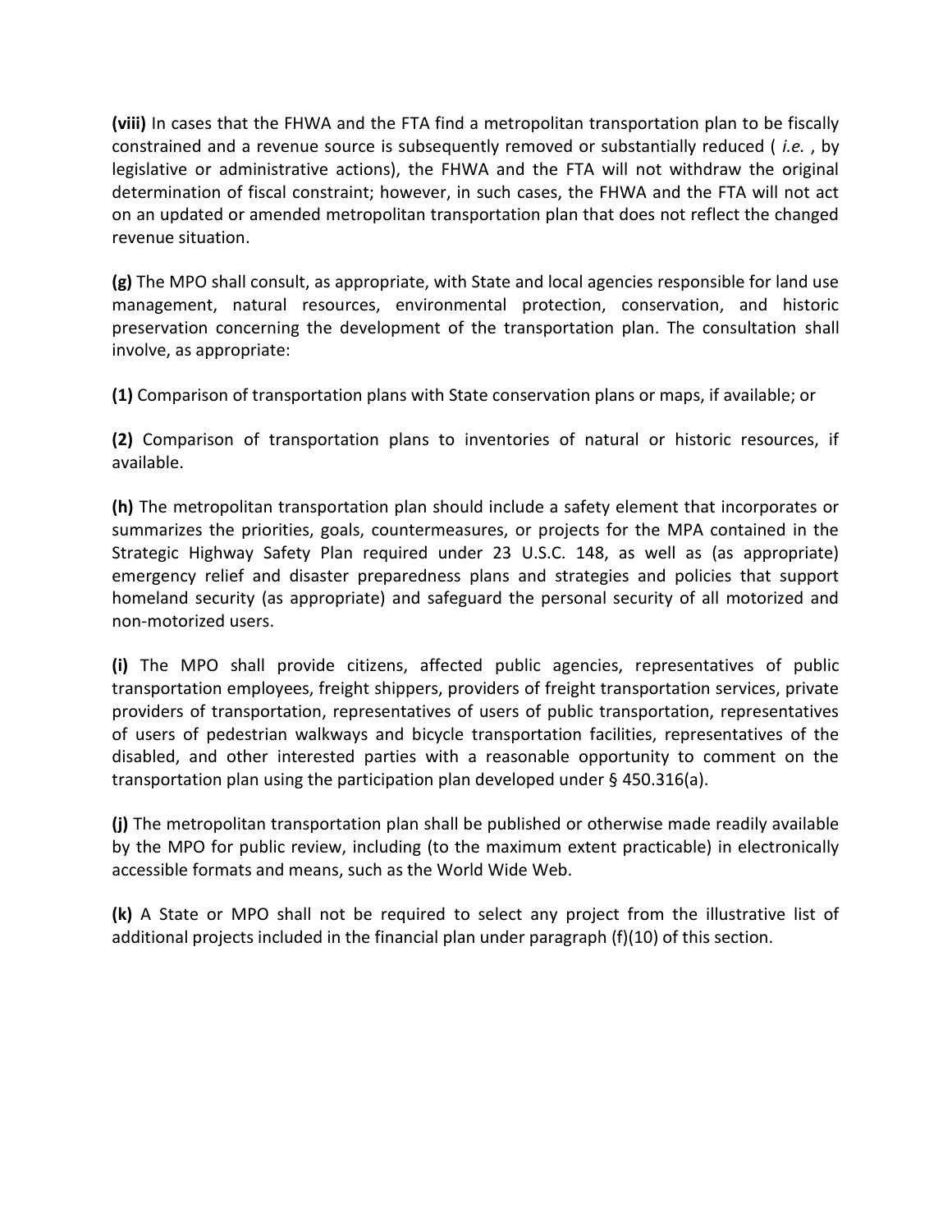**(viii)** In cases that the FHWA and the FTA find a metropolitan transportation plan to be fiscally constrained and a revenue source is subsequently removed or substantially reduced ( *i.e.* , by legislative or administrative actions), the FHWA and the FTA will not withdraw the original determination of fiscal constraint; however, in such cases, the FHWA and the FTA will not act on an updated or amended metropolitan transportation plan that does not reflect the changed revenue situation.

**(g)** The MPO shall consult, as appropriate, with State and local agencies responsible for land use management, natural resources, environmental protection, conservation, and historic preservation concerning the development of the transportation plan. The consultation shall involve, as appropriate:

**(1)** Comparison of transportation plans with State conservation plans or maps, if available; or

**(2)** Comparison of transportation plans to inventories of natural or historic resources, if available.

**(h)** The metropolitan transportation plan should include a safety element that incorporates or summarizes the priorities, goals, countermeasures, or projects for the MPA contained in the Strategic Highway Safety Plan required under 23 U.S.C. 148, as well as (as appropriate) emergency relief and disaster preparedness plans and strategies and policies that support homeland security (as appropriate) and safeguard the personal security of all motorized and non-motorized users.

**(i)** The MPO shall provide citizens, affected public agencies, representatives of public transportation employees, freight shippers, providers of freight transportation services, private providers of transportation, representatives of users of public transportation, representatives of users of pedestrian walkways and bicycle transportation facilities, representatives of the disabled, and other interested parties with a reasonable opportunity to comment on the transportation plan using the participation plan developed under § 450.316(a).

**(j)** The metropolitan transportation plan shall be published or otherwise made readily available by the MPO for public review, including (to the maximum extent practicable) in electronically accessible formats and means, such as the World Wide Web.

**(k)** A State or MPO shall not be required to select any project from the illustrative list of additional projects included in the financial plan under paragraph (f)(10) of this section.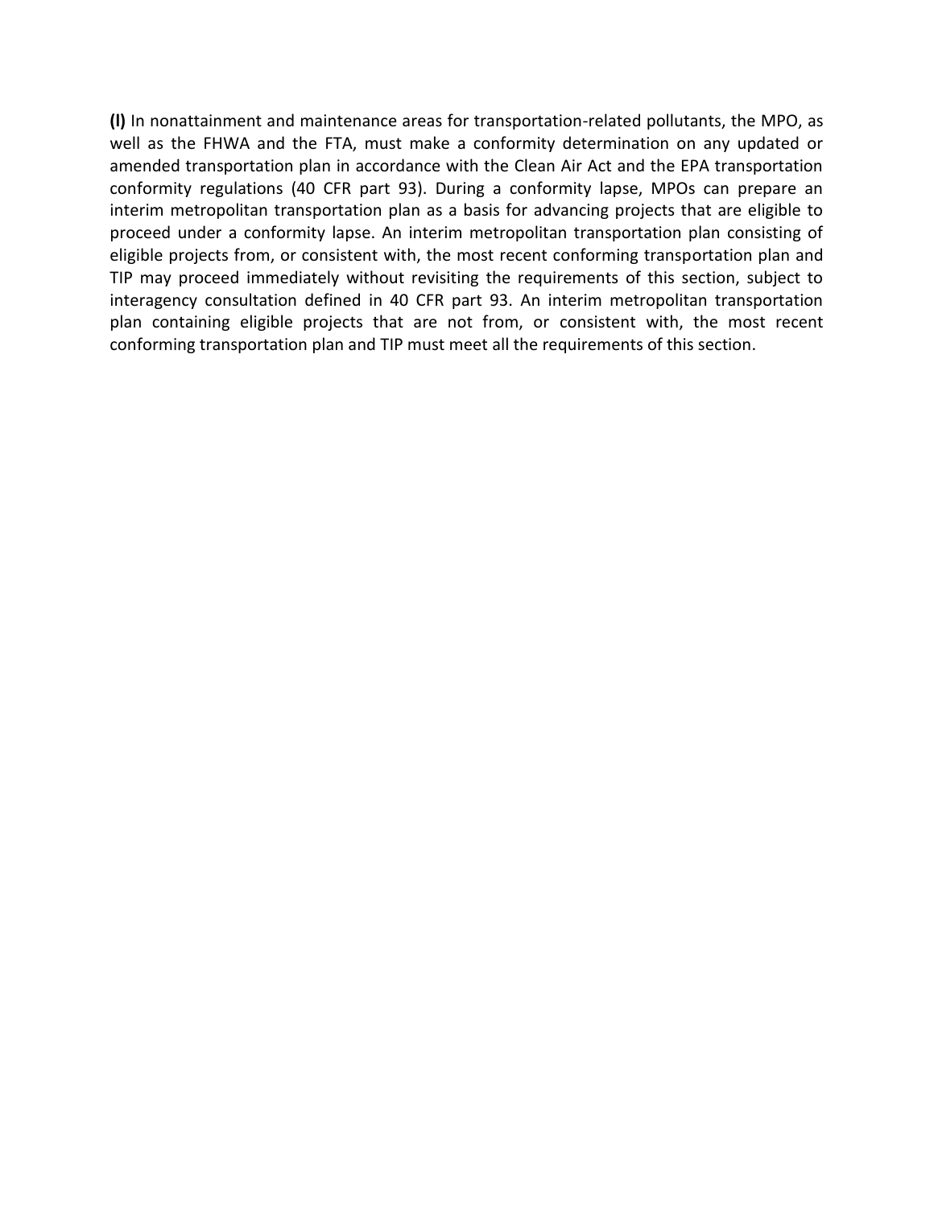**(l)** In nonattainment and maintenance areas for transportation-related pollutants, the MPO, as well as the FHWA and the FTA, must make a conformity determination on any updated or amended transportation plan in accordance with the Clean Air Act and the EPA transportation conformity regulations (40 CFR part 93). During a conformity lapse, MPOs can prepare an interim metropolitan transportation plan as a basis for advancing projects that are eligible to proceed under a conformity lapse. An interim metropolitan transportation plan consisting of eligible projects from, or consistent with, the most recent conforming transportation plan and TIP may proceed immediately without revisiting the requirements of this section, subject to interagency consultation defined in 40 CFR part 93. An interim metropolitan transportation plan containing eligible projects that are not from, or consistent with, the most recent conforming transportation plan and TIP must meet all the requirements of this section.